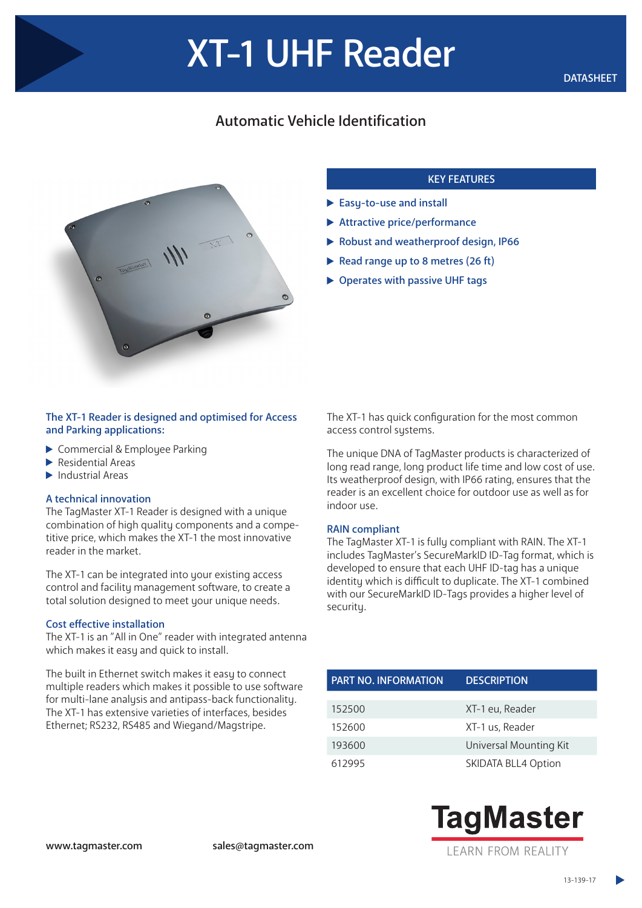# XT-1 UHF Reader

DATASHEET

## Automatic Vehicle Identification

### KEY FEATURES

- Easy-to-use and install
- Attractive price/performance
- Robust and weatherproof design, IP66
- Read range up to 8 metres (26 ft)
- Operates with passive UHF tags

### The XT-1 Reader is designed and optimised for Access and Parking applications:

- Commercial & Employee Parking
- Residential Areas
- Industrial Areas

### A technical innovation

The TagMaster XT-1 Reader is designed with a unique combination of high quality components and a competitive price, which makes the XT-1 the most innovative reader in the market.

The XT-1 can be integrated into your existing access control and facility management software, to create a total solution designed to meet your unique needs.

### Cost effective installation

The XT-1 is an "All in One" reader with integrated antenna which makes it easy and quick to install.

The built in Ethernet switch makes it easy to connect multiple readers which makes it possible to use software for multi-lane analysis and antipass-back functionality. The XT-1 has extensive varieties of interfaces, besides Ethernet; RS232, RS485 and Wiegand/Magstripe.

The XT-1 has quick configuration for the most common access control systems.

The unique DNA of TagMaster products is characterized of long read range, long product life time and low cost of use. Its weatherproof design, with IP66 rating, ensures that the reader is an excellent choice for outdoor use as well as for indoor use.

### RAIN compliant

The TagMaster XT-1 is fully compliant with RAIN. The XT-1 includes TagMaster's SecureMarkID ID-Tag format, which is developed to ensure that each UHF ID-tag has a unique identity which is difficult to duplicate. The XT-1 combined with our SecureMarkID ID-Tags provides a higher level of security.

| PART NO. INFORMATION | DESCRIPTION |
|---|---|
| 152500 | XT-1 eu, Reader |
| 152600 | XT-1 us, Reader |
| 193600 | Universal Mounting Kit |
| 612995 | SKIDATA BLL4 Option |

www.tagmaster.com sales@tagmaster.com

TagMaster
LEARN FROM REALITY

13-139-17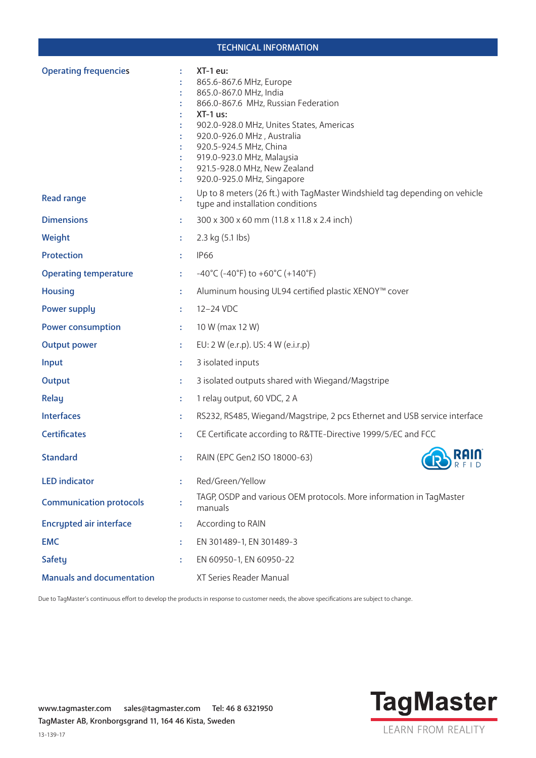## TECHNICAL INFORMATION

| | | |
|---|---|---|
| Operating frequencies | : | **XT-1 eu:**<br>865.6-867.6 MHz, Europe<br>865.0-867.0 MHz, India<br>866.0-867.6 MHz, Russian Federation<br>**XT-1 us:**<br>902.0-928.0 MHz, Unites States, Americas<br>920.0-926.0 MHz , Australia<br>920.5-924.5 MHz, China<br>919.0-923.0 MHz, Malaysia<br>921.5-928.0 MHz, New Zealand<br>920.0-925.0 MHz, Singapore |
| Read range | : | Up to 8 meters (26 ft.) with TagMaster Windshield tag depending on vehicle type and installation conditions |
| Dimensions | : | 300 x 300 x 60 mm (11.8 x 11.8 x 2.4 inch) |
| Weight | : | 2.3 kg (5.1 lbs) |
| Protection | : | IP66 |
| Operating temperature | : | -40°C (-40°F) to +60°C (+140°F) |
| Housing | : | Aluminum housing UL94 certified plastic XENOY™ cover |
| Power supply | : | 12–24 VDC |
| Power consumption | : | 10 W (max 12 W) |
| Output power | : | EU: 2 W (e.r.p). US: 4 W (e.i.r.p) |
| Input | : | 3 isolated inputs |
| Output | : | 3 isolated outputs shared with Wiegand/Magstripe |
| Relay | : | 1 relay output, 60 VDC, 2 A |
| Interfaces | : | RS232, RS485, Wiegand/Magstripe, 2 pcs Ethernet and USB service interface |
| Certificates | : | CE Certificate according to R&TTE-Directive 1999/5/EC and FCC |
| Standard | : | RAIN (EPC Gen2 ISO 18000-63) |
| LED indicator | : | Red/Green/Yellow |
| Communication protocols | : | TAGP, OSDP and various OEM protocols. More information in TagMaster manuals |
| Encrypted air interface | : | According to RAIN |
| EMC | : | EN 301489-1, EN 301489-3 |
| Safety | : | EN 60950-1, EN 60950-22 |
| Manuals and documentation | | XT Series Reader Manual |

Due to TagMaster's continuous effort to develop the products in response to customer needs, the above specifications are subject to change.

**www.tagmaster.com sales@tagmaster.com Tel: 46 8 6321950**
**TagMaster AB, Kronborgsgrand 11, 164 46 Kista, Sweden**

13-139-17

**TagMaster**
LEARN FROM REALITY